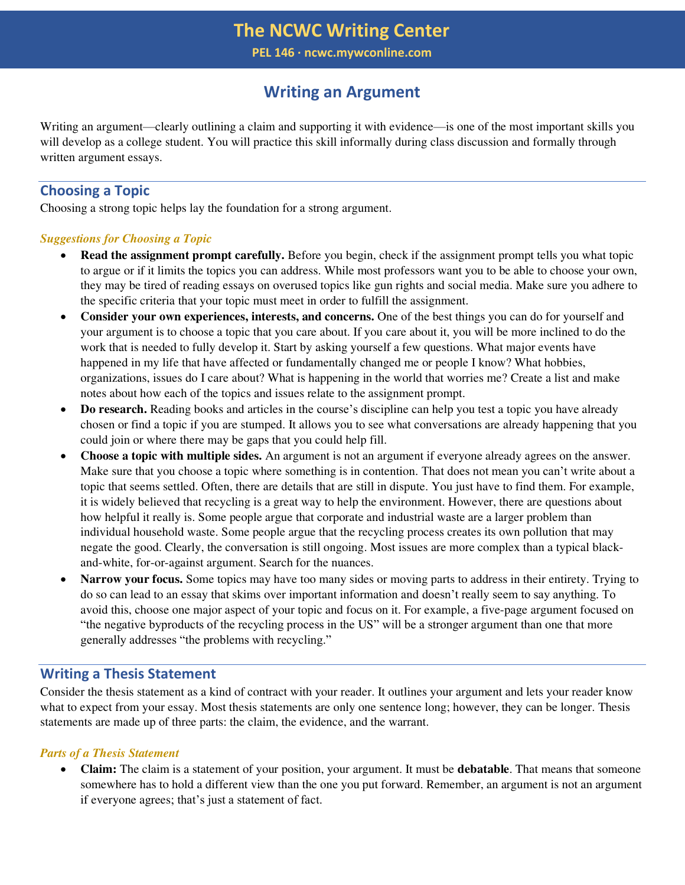# The NCWC Writing Center

**PEL 146 · ncwc.mywconline.com**

## Writing an Argument

Writing an argument—clearly outlining a claim and supporting it with evidence—is one of the most important skills you will develop as a college student. You will practice this skill informally during class discussion and formally through written argument essays.

## Choosing a Topic

Choosing a strong topic helps lay the foundation for a strong argument.

### *Suggestions for Choosing a Topic*

- **Read the assignment prompt carefully.** Before you begin, check if the assignment prompt tells you what topic to argue or if it limits the topics you can address. While most professors want you to be able to choose your own, they may be tired of reading essays on overused topics like gun rights and social media. Make sure you adhere to the specific criteria that your topic must meet in order to fulfill the assignment.
- **Consider your own experiences, interests, and concerns.** One of the best things you can do for yourself and your argument is to choose a topic that you care about. If you care about it, you will be more inclined to do the work that is needed to fully develop it. Start by asking yourself a few questions. What major events have happened in my life that have affected or fundamentally changed me or people I know? What hobbies, organizations, issues do I care about? What is happening in the world that worries me? Create a list and make notes about how each of the topics and issues relate to the assignment prompt.
- **Do research.** Reading books and articles in the course's discipline can help you test a topic you have already chosen or find a topic if you are stumped. It allows you to see what conversations are already happening that you could join or where there may be gaps that you could help fill.
- **Choose a topic with multiple sides.** An argument is not an argument if everyone already agrees on the answer. Make sure that you choose a topic where something is in contention. That does not mean you can't write about a topic that seems settled. Often, there are details that are still in dispute. You just have to find them. For example, it is widely believed that recycling is a great way to help the environment. However, there are questions about how helpful it really is. Some people argue that corporate and industrial waste are a larger problem than individual household waste. Some people argue that the recycling process creates its own pollution that may negate the good. Clearly, the conversation is still ongoing. Most issues are more complex than a typical black-and-white, for-or-against argument. Search for the nuances.
- **Narrow your focus.** Some topics may have too many sides or moving parts to address in their entirety. Trying to do so can lead to an essay that skims over important information and doesn't really seem to say anything. To avoid this, choose one major aspect of your topic and focus on it. For example, a five-page argument focused on "the negative byproducts of the recycling process in the US" will be a stronger argument than one that more generally addresses "the problems with recycling."

## Writing a Thesis Statement

Consider the thesis statement as a kind of contract with your reader. It outlines your argument and lets your reader know what to expect from your essay. Most thesis statements are only one sentence long; however, they can be longer. Thesis statements are made up of three parts: the claim, the evidence, and the warrant.

### *Parts of a Thesis Statement*

- **Claim:** The claim is a statement of your position, your argument. It must be **debatable**. That means that someone somewhere has to hold a different view than the one you put forward. Remember, an argument is not an argument if everyone agrees; that's just a statement of fact.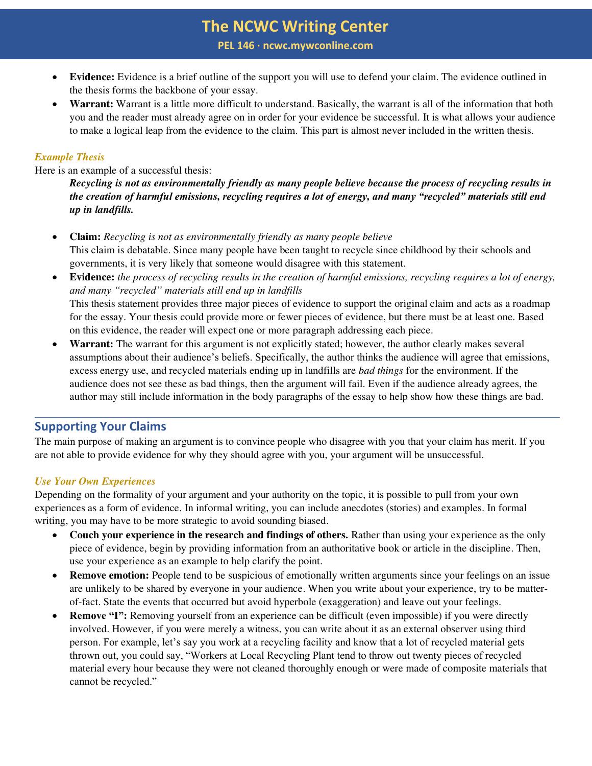- **Evidence:** Evidence is a brief outline of the support you will use to defend your claim. The evidence outlined in the thesis forms the backbone of your essay.
- **Warrant:** Warrant is a little more difficult to understand. Basically, the warrant is all of the information that both you and the reader must already agree on in order for your evidence be successful. It is what allows your audience to make a logical leap from the evidence to the claim. This part is almost never included in the written thesis.

### *Example Thesis*

Here is an example of a successful thesis:

> ***Recycling is not as environmentally friendly as many people believe because the process of recycling results in the creation of harmful emissions, recycling requires a lot of energy, and many "recycled" materials still end up in landfills.***

- **Claim:** *Recycling is not as environmentally friendly as many people believe*
  This claim is debatable. Since many people have been taught to recycle since childhood by their schools and governments, it is very likely that someone would disagree with this statement.
- **Evidence:** *the process of recycling results in the creation of harmful emissions, recycling requires a lot of energy, and many "recycled" materials still end up in landfills*
  This thesis statement provides three major pieces of evidence to support the original claim and acts as a roadmap for the essay. Your thesis could provide more or fewer pieces of evidence, but there must be at least one. Based on this evidence, the reader will expect one or more paragraph addressing each piece.
- **Warrant:** The warrant for this argument is not explicitly stated; however, the author clearly makes several assumptions about their audience's beliefs. Specifically, the author thinks the audience will agree that emissions, excess energy use, and recycled materials ending up in landfills are *bad things* for the environment. If the audience does not see these as bad things, then the argument will fail. Even if the audience already agrees, the author may still include information in the body paragraphs of the essay to help show how these things are bad.

## Supporting Your Claims

The main purpose of making an argument is to convince people who disagree with you that your claim has merit. If you are not able to provide evidence for why they should agree with you, your argument will be unsuccessful.

### *Use Your Own Experiences*

Depending on the formality of your argument and your authority on the topic, it is possible to pull from your own experiences as a form of evidence. In informal writing, you can include anecdotes (stories) and examples. In formal writing, you may have to be more strategic to avoid sounding biased.

- **Couch your experience in the research and findings of others.** Rather than using your experience as the only piece of evidence, begin by providing information from an authoritative book or article in the discipline. Then, use your experience as an example to help clarify the point.
- **Remove emotion:** People tend to be suspicious of emotionally written arguments since your feelings on an issue are unlikely to be shared by everyone in your audience. When you write about your experience, try to be matter-of-fact. State the events that occurred but avoid hyperbole (exaggeration) and leave out your feelings.
- **Remove "I":** Removing yourself from an experience can be difficult (even impossible) if you were directly involved. However, if you were merely a witness, you can write about it as an external observer using third person. For example, let's say you work at a recycling facility and know that a lot of recycled material gets thrown out, you could say, "Workers at Local Recycling Plant tend to throw out twenty pieces of recycled material every hour because they were not cleaned thoroughly enough or were made of composite materials that cannot be recycled."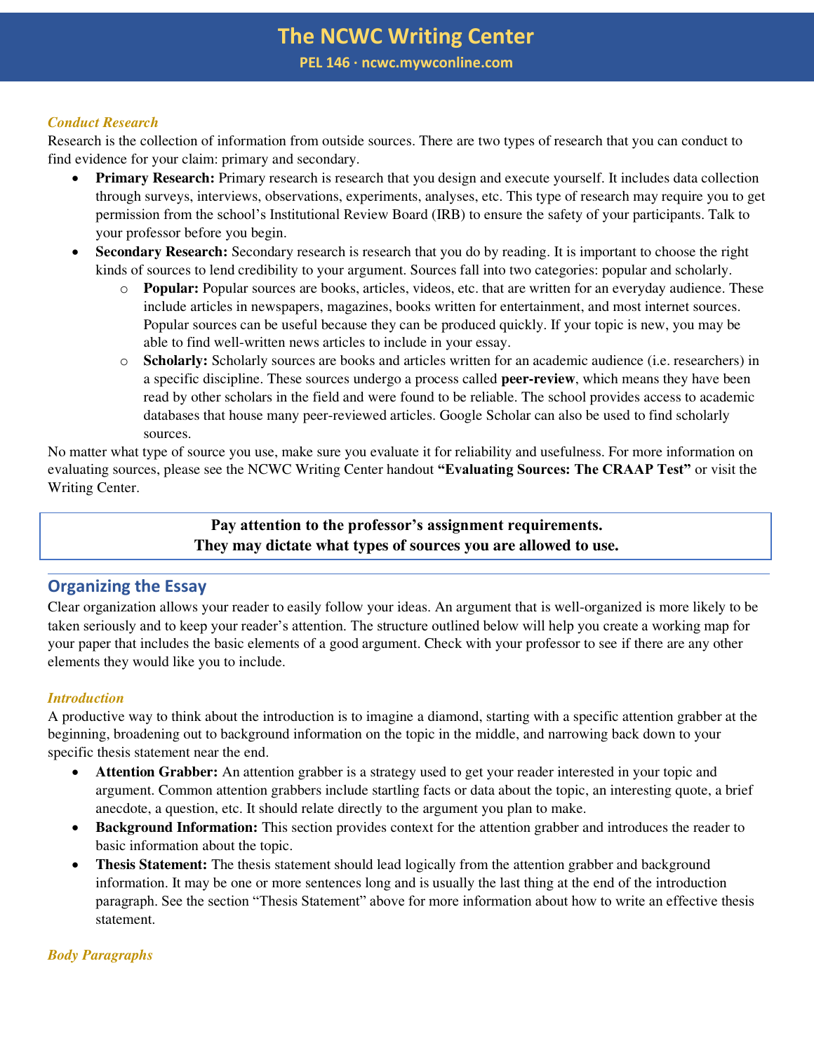### *Conduct Research*

Research is the collection of information from outside sources. There are two types of research that you can conduct to find evidence for your claim: primary and secondary.

- **Primary Research:** Primary research is research that you design and execute yourself. It includes data collection through surveys, interviews, observations, experiments, analyses, etc. This type of research may require you to get permission from the school's Institutional Review Board (IRB) to ensure the safety of your participants. Talk to your professor before you begin.
- **Secondary Research:** Secondary research is research that you do by reading. It is important to choose the right kinds of sources to lend credibility to your argument. Sources fall into two categories: popular and scholarly.
    - **Popular:** Popular sources are books, articles, videos, etc. that are written for an everyday audience. These include articles in newspapers, magazines, books written for entertainment, and most internet sources. Popular sources can be useful because they can be produced quickly. If your topic is new, you may be able to find well-written news articles to include in your essay.
    - **Scholarly:** Scholarly sources are books and articles written for an academic audience (i.e. researchers) in a specific discipline. These sources undergo a process called **peer-review**, which means they have been read by other scholars in the field and were found to be reliable. The school provides access to academic databases that house many peer-reviewed articles. Google Scholar can also be used to find scholarly sources.

No matter what type of source you use, make sure you evaluate it for reliability and usefulness. For more information on evaluating sources, please see the NCWC Writing Center handout **"Evaluating Sources: The CRAAP Test"** or visit the Writing Center.

> **Pay attention to the professor's assignment requirements.**
> **They may dictate what types of sources you are allowed to use.**

## Organizing the Essay

Clear organization allows your reader to easily follow your ideas. An argument that is well-organized is more likely to be taken seriously and to keep your reader's attention. The structure outlined below will help you create a working map for your paper that includes the basic elements of a good argument. Check with your professor to see if there are any other elements they would like you to include.

### *Introduction*

A productive way to think about the introduction is to imagine a diamond, starting with a specific attention grabber at the beginning, broadening out to background information on the topic in the middle, and narrowing back down to your specific thesis statement near the end.

- **Attention Grabber:** An attention grabber is a strategy used to get your reader interested in your topic and argument. Common attention grabbers include startling facts or data about the topic, an interesting quote, a brief anecdote, a question, etc. It should relate directly to the argument you plan to make.
- **Background Information:** This section provides context for the attention grabber and introduces the reader to basic information about the topic.
- **Thesis Statement:** The thesis statement should lead logically from the attention grabber and background information. It may be one or more sentences long and is usually the last thing at the end of the introduction paragraph. See the section "Thesis Statement" above for more information about how to write an effective thesis statement.

### *Body Paragraphs*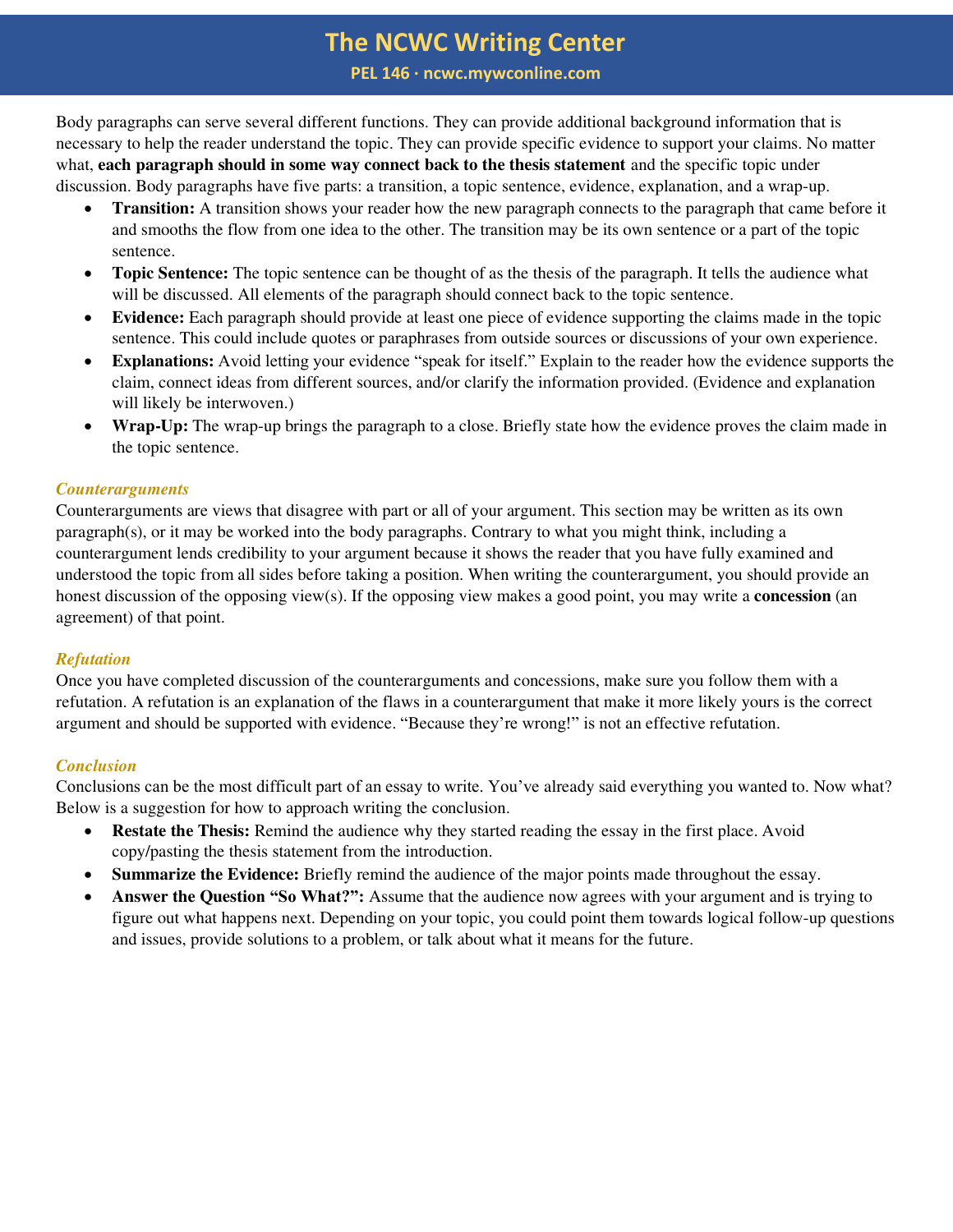Body paragraphs can serve several different functions. They can provide additional background information that is necessary to help the reader understand the topic. They can provide specific evidence to support your claims. No matter what, **each paragraph should in some way connect back to the thesis statement** and the specific topic under discussion. Body paragraphs have five parts: a transition, a topic sentence, evidence, explanation, and a wrap-up.

- **Transition:** A transition shows your reader how the new paragraph connects to the paragraph that came before it and smooths the flow from one idea to the other. The transition may be its own sentence or a part of the topic sentence.
- **Topic Sentence:** The topic sentence can be thought of as the thesis of the paragraph. It tells the audience what will be discussed. All elements of the paragraph should connect back to the topic sentence.
- **Evidence:** Each paragraph should provide at least one piece of evidence supporting the claims made in the topic sentence. This could include quotes or paraphrases from outside sources or discussions of your own experience.
- **Explanations:** Avoid letting your evidence "speak for itself." Explain to the reader how the evidence supports the claim, connect ideas from different sources, and/or clarify the information provided. (Evidence and explanation will likely be interwoven.)
- **Wrap-Up:** The wrap-up brings the paragraph to a close. Briefly state how the evidence proves the claim made in the topic sentence.

### *Counterarguments*

Counterarguments are views that disagree with part or all of your argument. This section may be written as its own paragraph(s), or it may be worked into the body paragraphs. Contrary to what you might think, including a counterargument lends credibility to your argument because it shows the reader that you have fully examined and understood the topic from all sides before taking a position. When writing the counterargument, you should provide an honest discussion of the opposing view(s). If the opposing view makes a good point, you may write a **concession** (an agreement) of that point.

### *Refutation*

Once you have completed discussion of the counterarguments and concessions, make sure you follow them with a refutation. A refutation is an explanation of the flaws in a counterargument that make it more likely yours is the correct argument and should be supported with evidence. "Because they're wrong!" is not an effective refutation.

### *Conclusion*

Conclusions can be the most difficult part of an essay to write. You've already said everything you wanted to. Now what? Below is a suggestion for how to approach writing the conclusion.

- **Restate the Thesis:** Remind the audience why they started reading the essay in the first place. Avoid copy/pasting the thesis statement from the introduction.
- **Summarize the Evidence:** Briefly remind the audience of the major points made throughout the essay.
- **Answer the Question "So What?":** Assume that the audience now agrees with your argument and is trying to figure out what happens next. Depending on your topic, you could point them towards logical follow-up questions and issues, provide solutions to a problem, or talk about what it means for the future.